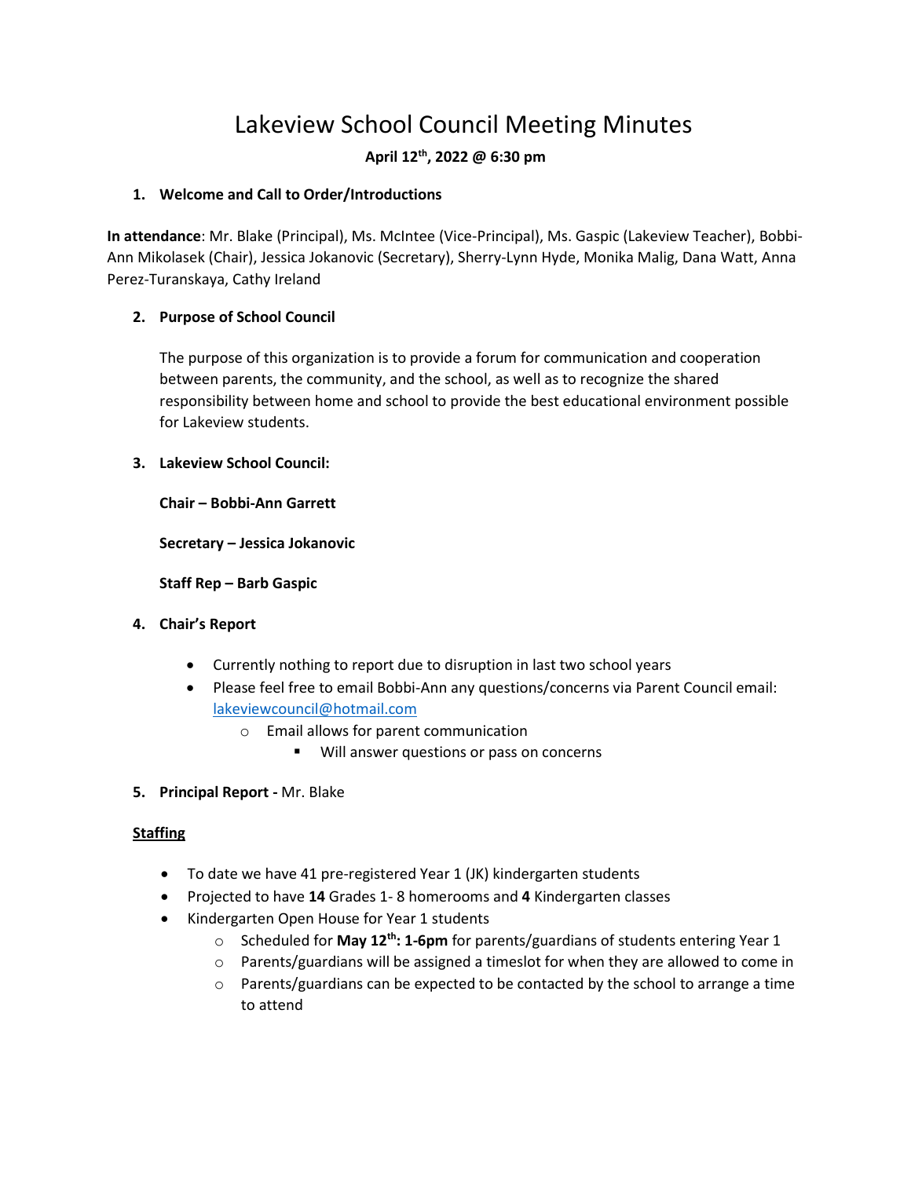# Lakeview School Council Meeting Minutes

**April 12th, 2022 @ 6:30 pm**

1. **Welcome and Call to Order/Introductions**

**In attendance**: Mr. Blake (Principal), Ms. McIntee (Vice-Principal), Ms. Gaspic (Lakeview Teacher), Bobbi-Ann Mikolasek (Chair), Jessica Jokanovic (Secretary), Sherry-Lynn Hyde, Monika Malig, Dana Watt, Anna Perez-Turanskaya, Cathy Ireland

2. **Purpose of School Council**

   The purpose of this organization is to provide a forum for communication and cooperation between parents, the community, and the school, as well as to recognize the shared responsibility between home and school to provide the best educational environment possible for Lakeview students.

3. **Lakeview School Council:**

   **Chair – Bobbi-Ann Garrett**

   **Secretary – Jessica Jokanovic**

   **Staff Rep – Barb Gaspic**

4. **Chair's Report**

   - Currently nothing to report due to disruption in last two school years
   - Please feel free to email Bobbi-Ann any questions/concerns via Parent Council email: lakeviewcouncil@hotmail.com
     - Email allows for parent communication
       - Will answer questions or pass on concerns

5. **Principal Report -** Mr. Blake

**Staffing**

- To date we have 41 pre-registered Year 1 (JK) kindergarten students
- Projected to have **14** Grades 1- 8 homerooms and **4** Kindergarten classes
- Kindergarten Open House for Year 1 students
  - Scheduled for **May 12th: 1-6pm** for parents/guardians of students entering Year 1
  - Parents/guardians will be assigned a timeslot for when they are allowed to come in
  - Parents/guardians can be expected to be contacted by the school to arrange a time to attend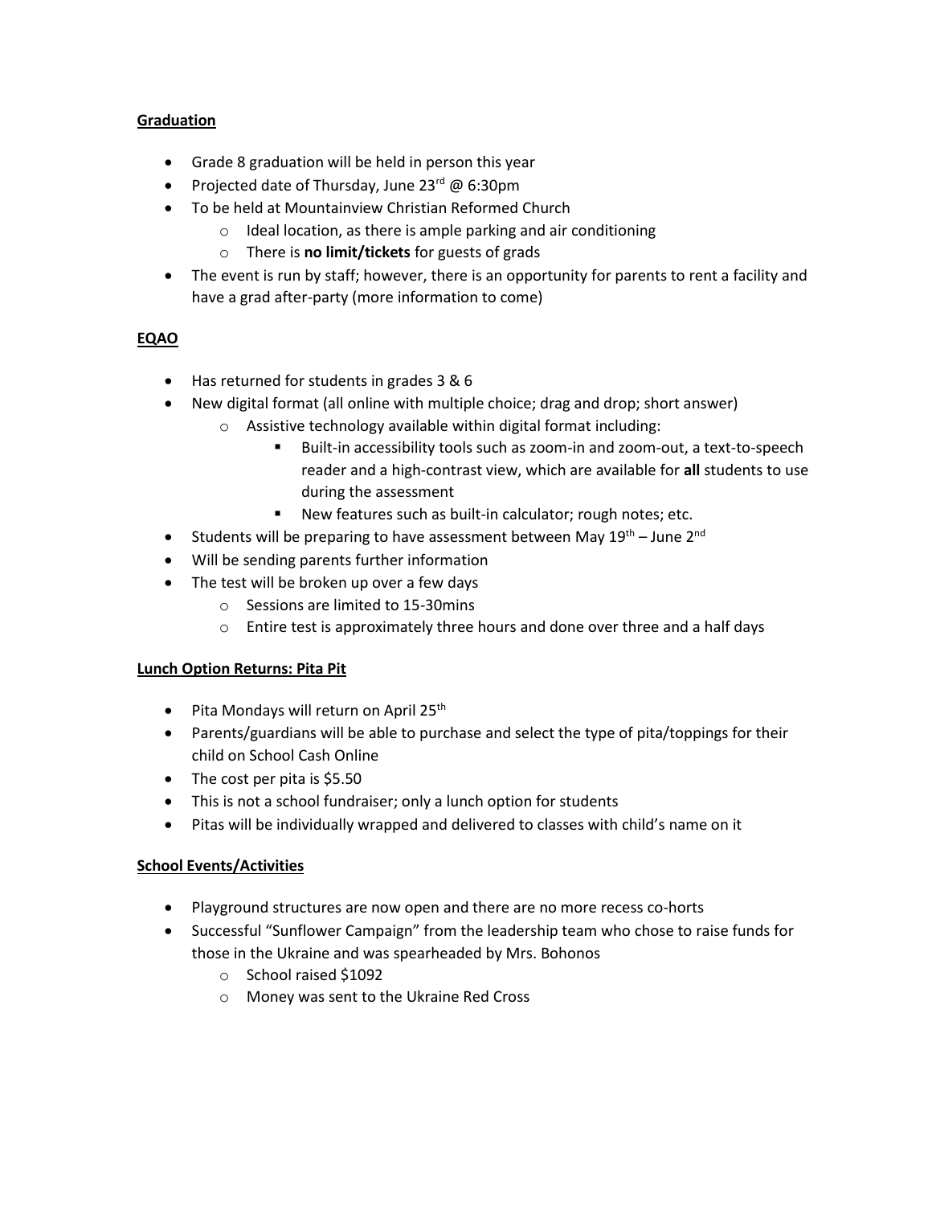**Graduation**

- Grade 8 graduation will be held in person this year
- Projected date of Thursday, June 23rd @ 6:30pm
- To be held at Mountainview Christian Reformed Church
    - Ideal location, as there is ample parking and air conditioning
    - There is **no limit/tickets** for guests of grads
- The event is run by staff; however, there is an opportunity for parents to rent a facility and have a grad after-party (more information to come)

**EQAO**

- Has returned for students in grades 3 & 6
- New digital format (all online with multiple choice; drag and drop; short answer)
    - Assistive technology available within digital format including:
        - Built-in accessibility tools such as zoom-in and zoom-out, a text-to-speech reader and a high-contrast view, which are available for **all** students to use during the assessment
        - New features such as built-in calculator; rough notes; etc.
- Students will be preparing to have assessment between May 19th – June 2nd
- Will be sending parents further information
- The test will be broken up over a few days
    - Sessions are limited to 15-30mins
    - Entire test is approximately three hours and done over three and a half days

**Lunch Option Returns: Pita Pit**

- Pita Mondays will return on April 25th
- Parents/guardians will be able to purchase and select the type of pita/toppings for their child on School Cash Online
- The cost per pita is $5.50
- This is not a school fundraiser; only a lunch option for students
- Pitas will be individually wrapped and delivered to classes with child's name on it

**School Events/Activities**

- Playground structures are now open and there are no more recess co-horts
- Successful "Sunflower Campaign" from the leadership team who chose to raise funds for those in the Ukraine and was spearheaded by Mrs. Bohonos
    - School raised $1092
    - Money was sent to the Ukraine Red Cross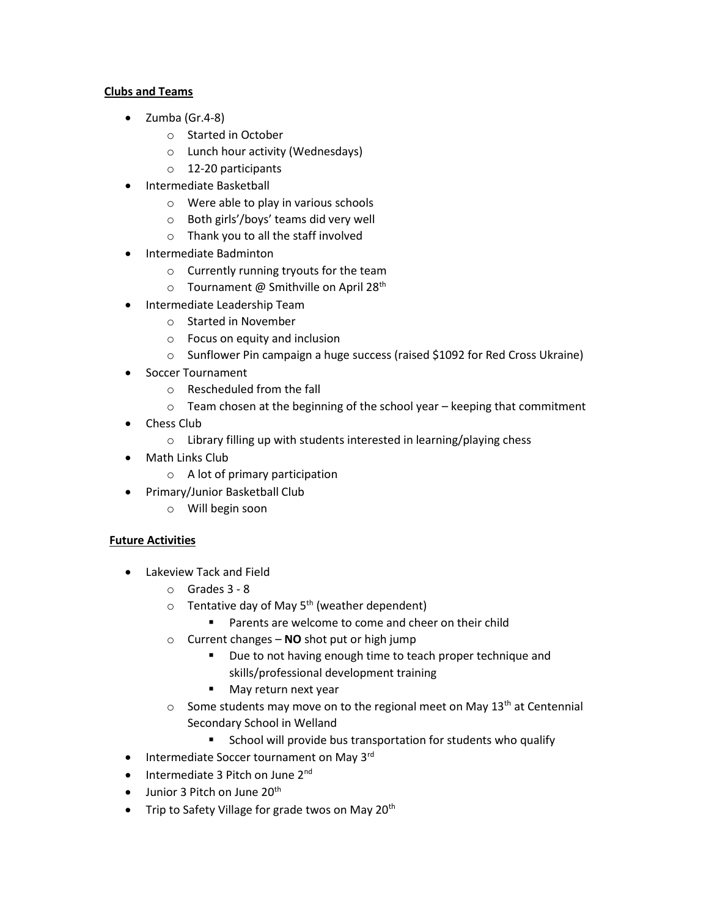**Clusters and Teams**

**Clubs and Teams**

- Zumba (Gr.4-8)
  - Started in October
  - Lunch hour activity (Wednesdays)
  - 12-20 participants
- Intermediate Basketball
  - Were able to play in various schools
  - Both girls'/boys' teams did very well
  - Thank you to all the staff involved
- Intermediate Badminton
  - Currently running tryouts for the team
  - Tournament @ Smithville on April 28th
- Intermediate Leadership Team
  - Started in November
  - Focus on equity and inclusion
  - Sunflower Pin campaign a huge success (raised $1092 for Red Cross Ukraine)
- Soccer Tournament
  - Rescheduled from the fall
  - Team chosen at the beginning of the school year – keeping that commitment
- Chess Club
  - Library filling up with students interested in learning/playing chess
- Math Links Club
  - A lot of primary participation
- Primary/Junior Basketball Club
  - Will begin soon

**Future Activities**

- Lakeview Tack and Field
  - Grades 3 - 8
  - Tentative day of May 5th (weather dependent)
    - Parents are welcome to come and cheer on their child
  - Current changes – **NO** shot put or high jump
    - Due to not having enough time to teach proper technique and skills/professional development training
    - May return next year
  - Some students may move on to the regional meet on May 13th at Centennial Secondary School in Welland
    - School will provide bus transportation for students who qualify
- Intermediate Soccer tournament on May 3rd
- Intermediate 3 Pitch on June 2nd
- Junior 3 Pitch on June 20th
- Trip to Safety Village for grade twos on May 20th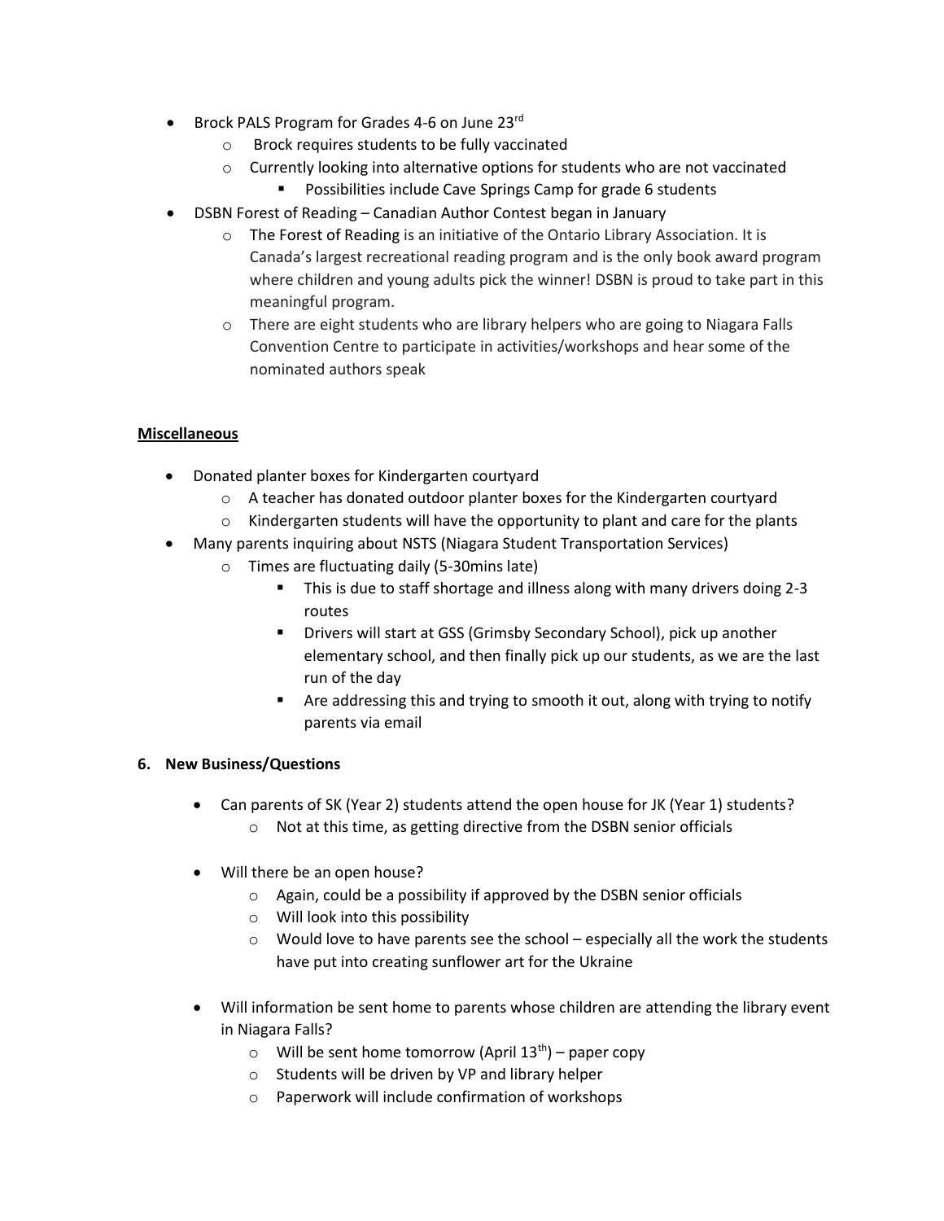- Brock PALS Program for Grades 4-6 on June 23rd
  - Brock requires students to be fully vaccinated
  - Currently looking into alternative options for students who are not vaccinated
    - Possibilities include Cave Springs Camp for grade 6 students
- DSBN Forest of Reading – Canadian Author Contest began in January
  - The Forest of Reading is an initiative of the Ontario Library Association. It is Canada's largest recreational reading program and is the only book award program where children and young adults pick the winner! DSBN is proud to take part in this meaningful program.
  - There are eight students who are library helpers who are going to Niagara Falls Convention Centre to participate in activities/workshops and hear some of the nominated authors speak

**Miscellaneous**

- Donated planter boxes for Kindergarten courtyard
  - A teacher has donated outdoor planter boxes for the Kindergarten courtyard
  - Kindergarten students will have the opportunity to plant and care for the plants
- Many parents inquiring about NSTS (Niagara Student Transportation Services)
  - Times are fluctuating daily (5-30mins late)
    - This is due to staff shortage and illness along with many drivers doing 2-3 routes
    - Drivers will start at GSS (Grimsby Secondary School), pick up another elementary school, and then finally pick up our students, as we are the last run of the day
    - Are addressing this and trying to smooth it out, along with trying to notify parents via email

## 6. New Business/Questions

- Can parents of SK (Year 2) students attend the open house for JK (Year 1) students?
  - Not at this time, as getting directive from the DSBN senior officials

- Will there be an open house?
  - Again, could be a possibility if approved by the DSBN senior officials
  - Will look into this possibility
  - Would love to have parents see the school – especially all the work the students have put into creating sunflower art for the Ukraine

- Will information be sent home to parents whose children are attending the library event in Niagara Falls?
  - Will be sent home tomorrow (April 13th) – paper copy
  - Students will be driven by VP and library helper
  - Paperwork will include confirmation of workshops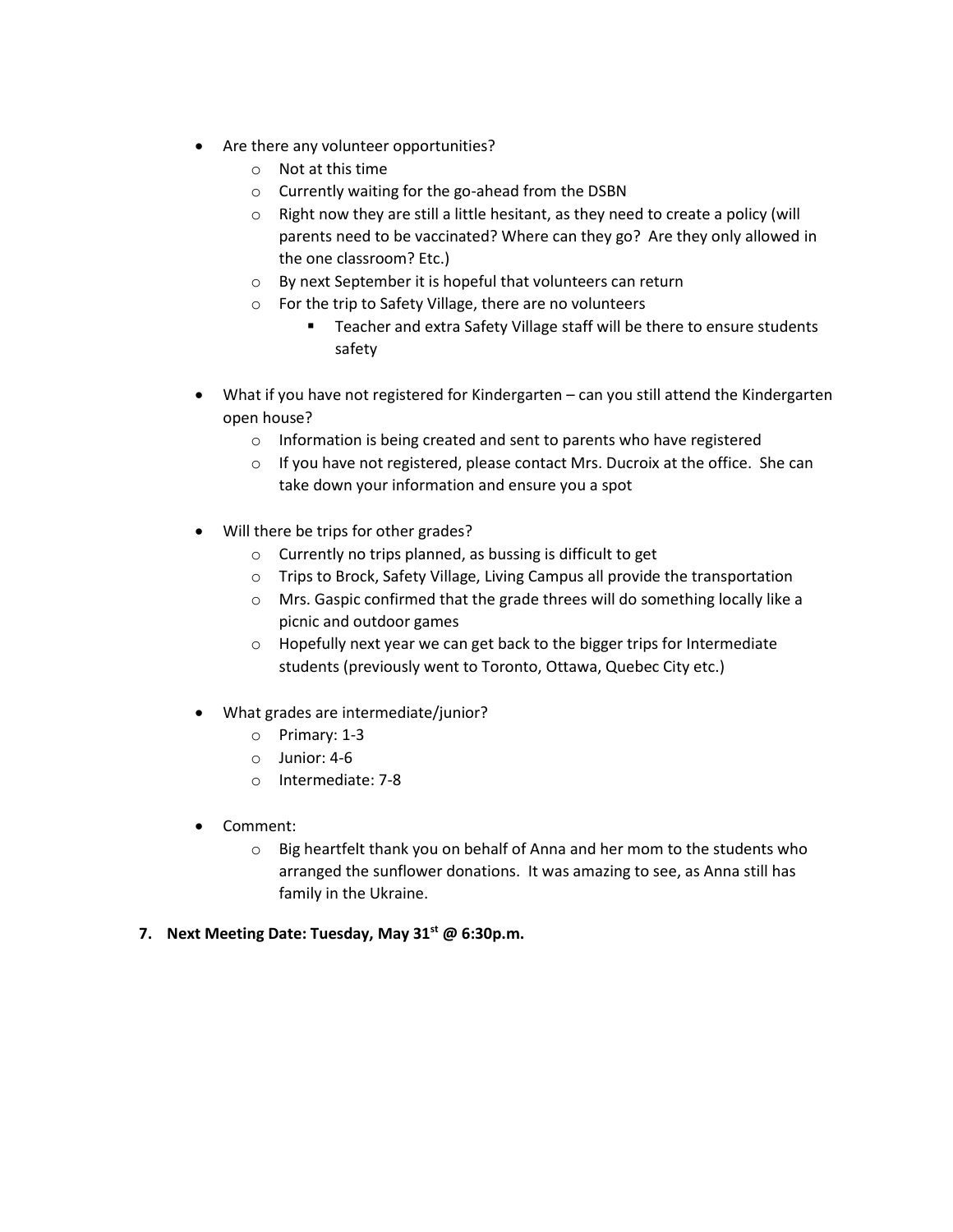- Are there any volunteer opportunities?
  - Not at this time
  - Currently waiting for the go-ahead from the DSBN
  - Right now they are still a little hesitant, as they need to create a policy (will parents need to be vaccinated? Where can they go? Are they only allowed in the one classroom? Etc.)
  - By next September it is hopeful that volunteers can return
  - For the trip to Safety Village, there are no volunteers
    - Teacher and extra Safety Village staff will be there to ensure students safety

- What if you have not registered for Kindergarten – can you still attend the Kindergarten open house?
  - Information is being created and sent to parents who have registered
  - If you have not registered, please contact Mrs. Ducroix at the office. She can take down your information and ensure you a spot

- Will there be trips for other grades?
  - Currently no trips planned, as bussing is difficult to get
  - Trips to Brock, Safety Village, Living Campus all provide the transportation
  - Mrs. Gaspic confirmed that the grade threes will do something locally like a picnic and outdoor games
  - Hopefully next year we can get back to the bigger trips for Intermediate students (previously went to Toronto, Ottawa, Quebec City etc.)

- What grades are intermediate/junior?
  - Primary: 1-3
  - Junior: 4-6
  - Intermediate: 7-8

- Comment:
  - Big heartfelt thank you on behalf of Anna and her mom to the students who arranged the sunflower donations. It was amazing to see, as Anna still has family in the Ukraine.

**7. Next Meeting Date: Tuesday, May 31st @ 6:30p.m.**